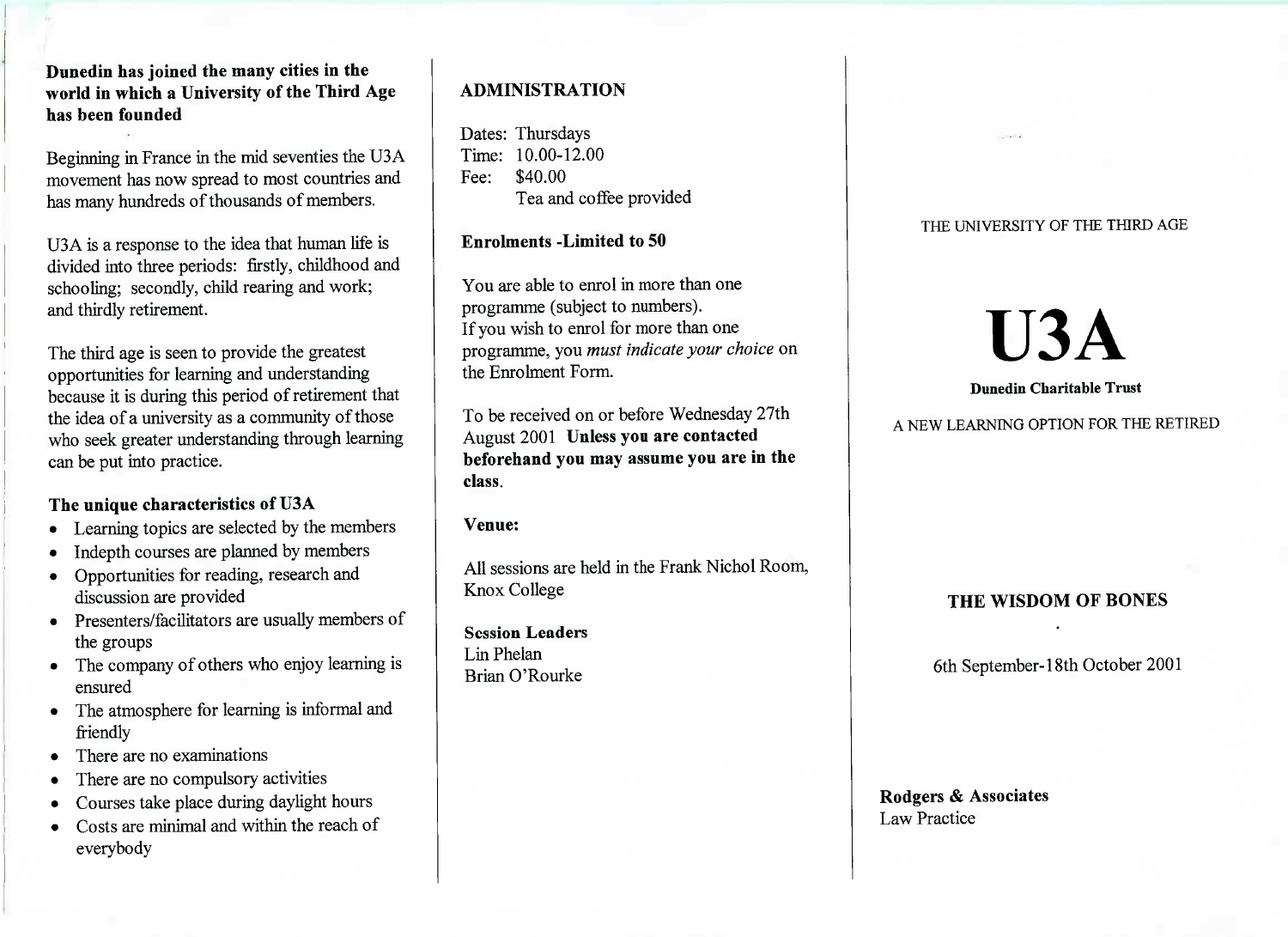**Dunedin has joined the many cities in the world in which a University of the Third Age has been founded**

Beginning in France in the mid seventies the U3A movement has now spread to most countries and has many hundreds of thousands of members.

U3A is a response to the idea that human life is divided into three periods: firstly, childhood and schooling; secondly, child rearing and work; and thirdly retirement.

The third age is seen to provide the greatest opportunities for learning and understanding because it is during this period of retirement that the idea of a university as a community of those who seek greater understanding through learning can be put into practice.

### The unique characteristics of U3A

- Learning topics are selected by the members
- Indepth courses are planned by members
- Opportunities for reading, research and discussion are provided
- Presenters/facilitators are usually members of the groups
- The company of others who enjoy learning is ensured
- The atmosphere for learning is informal and friendly
- There are no examinations
- There are no compulsory activities
- Courses take place during daylight hours
- Costs are minimal and within the reach of everybody

## ADMINISTRATION

Dates: Thursdays
Time: 10.00-12.00
Fee: $40.00
Tea and coffee provided

**Enrolments -Limited to 50**

You are able to enrol in more than one programme (subject to numbers).
If you wish to enrol for more than one programme, you *must indicate your choice* on the Enrolment Form.

To be received on or before Wednesday 27th August 2001 **Unless you are contacted beforehand you may assume you are in the class.**

**Venue:**

All sessions are held in the Frank Nichol Room, Knox College

**Session Leaders**
Lin Phelan
Brian O'Rourke

THE UNIVERSITY OF THE THIRD AGE

# U3A

**Dunedin Charitable Trust**

A NEW LEARNING OPTION FOR THE RETIRED

## THE WISDOM OF BONES

6th September-18th October 2001

**Rodgers & Associates**
Law Practice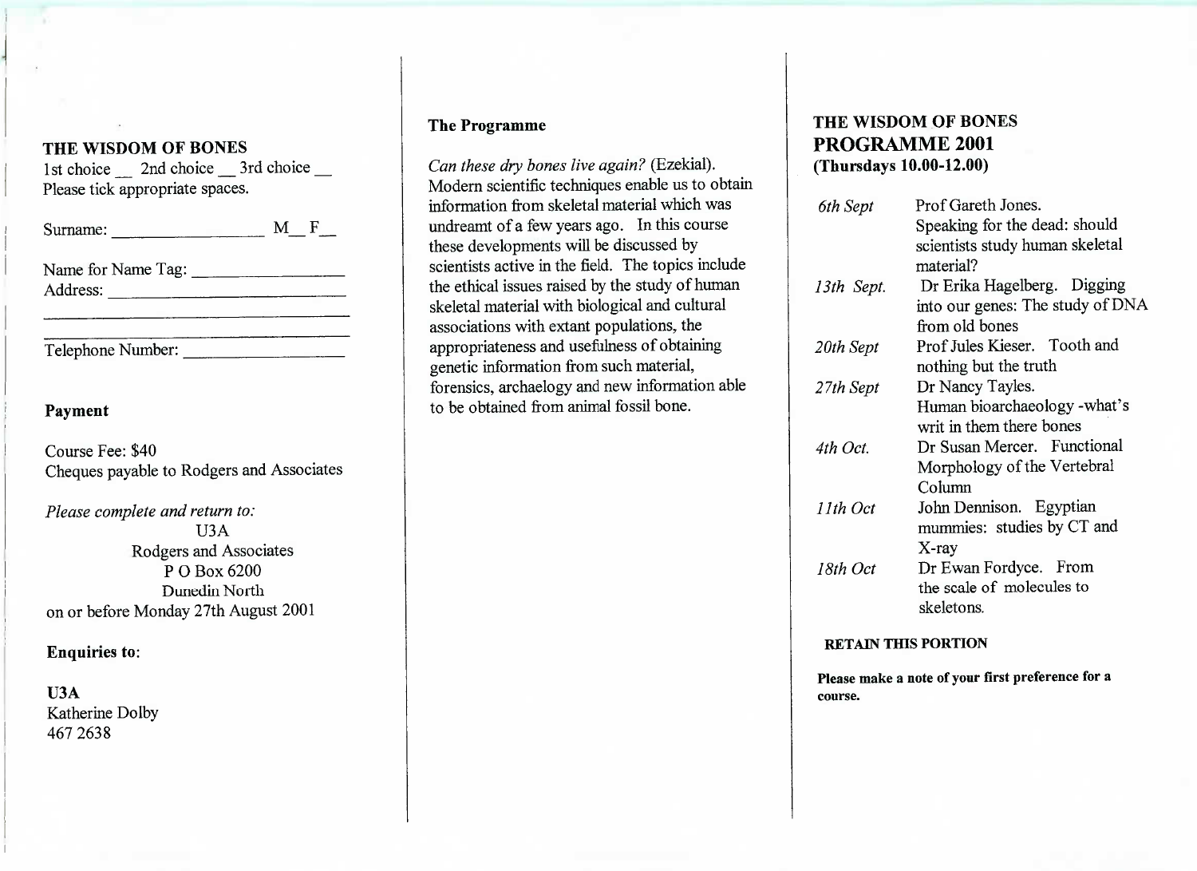## THE WISDOM OF BONES

1st choice __ 2nd choice __ 3rd choice __
Please tick appropriate spaces.

Surname: ________________ M__ F__

Name for Name Tag: ________________
Address: ________________________
________________________
________________________

Telephone Number: ________________

### Payment

Course Fee: $40
Cheques payable to Rodgers and Associates

*Please complete and return to:*
U3A
Rodgers and Associates
P O Box 6200
Dunedin North
on or before Monday 27th August 2001

**Enquiries to:**

**U3A**
Katherine Dolby
467 2638

### The Programme

*Can these dry bones live again?* (Ezekial). Modern scientific techniques enable us to obtain information from skeletal material which was undreamt of a few years ago. In this course these developments will be discussed by scientists active in the field. The topics include the ethical issues raised by the study of human skeletal material with biological and cultural associations with extant populations, the appropriateness and usefulness of obtaining genetic information from such material, forensics, archaelogy and new information able to be obtained from animal fossil bone.

## THE WISDOM OF BONES
## PROGRAMME 2001
**(Thursdays 10.00-12.00)**

| | |
|---|---|
| *6th Sept* | Prof Gareth Jones. Speaking for the dead: should scientists study human skeletal material? |
| *13th Sept.* | Dr Erika Hagelberg. Digging into our genes: The study of DNA from old bones |
| *20th Sept* | Prof Jules Kieser. Tooth and nothing but the truth |
| *27th Sept* | Dr Nancy Tayles. Human bioarchaeology -what's writ in them there bones |
| *4th Oct.* | Dr Susan Mercer. Functional Morphology of the Vertebral Column |
| *11th Oct* | John Dennison. Egyptian mummies: studies by CT and X-ray |
| *18th Oct* | Dr Ewan Fordyce. From the scale of molecules to skeletons. |

**RETAIN THIS PORTION**

**Please make a note of your first preference for a course.**